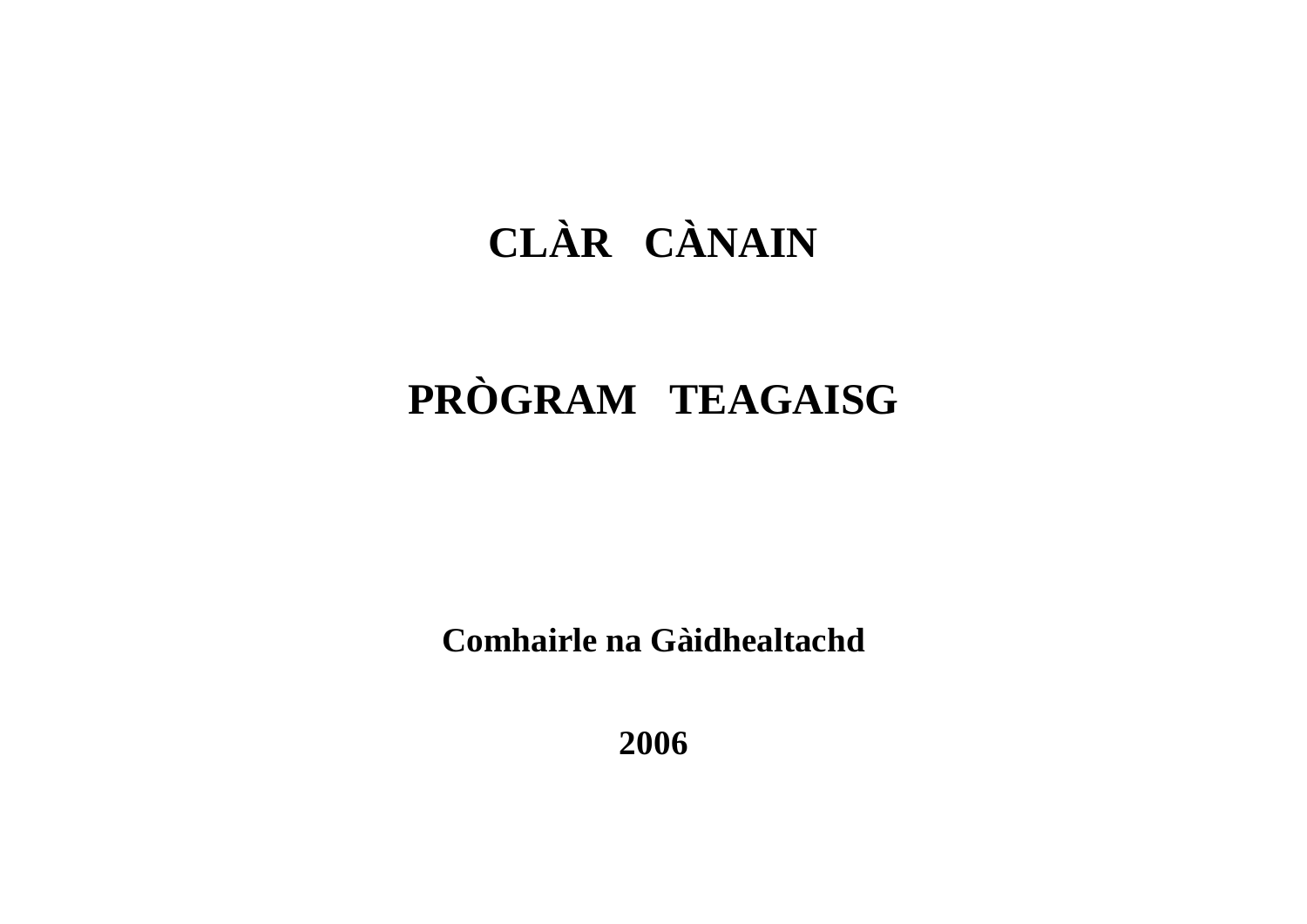# CLÀR CÀNAIN

# PRÒGRAM TEAGAISG

**Comhairle na Gàidhealtachd**

**2006**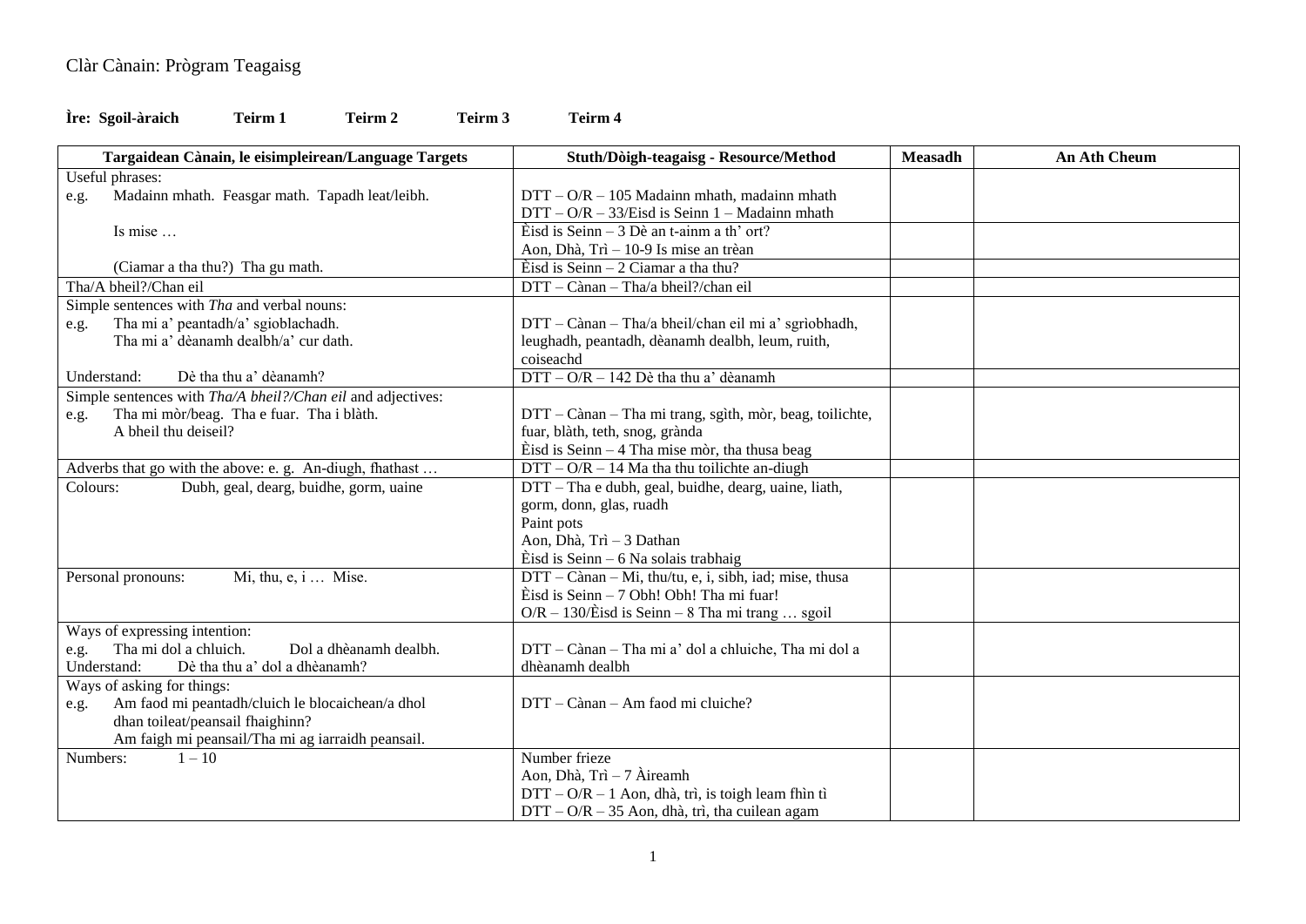Clàr Cànain: Prògram Teagaisg

**Ìre: Sgoil-àraich Teirm 1 Teirm 2 Teirm 3 Teirm 4**

| Targaidean Cànain, le eisimpleirean/Language Targets | Stuth/Dòigh-teagaisg - Resource/Method | Measadh | An Ath Cheum |
|---|---|---|---|
| Useful phrases:<br>e.g. Madainn mhath. Feasgar math. Tapadh leat/leibh. | DTT – O/R – 105 Madainn mhath, madainn mhath<br>DTT – O/R – 33/Eisd is Seinn 1 – Madainn mhath | | |
| Is mise … | Èisd is Seinn – 3 Dè an t-ainm a th' ort?<br>Aon, Dhà, Trì – 10-9 Is mise an trèan | | |
| (Ciamar a tha thu?) Tha gu math. | Èisd is Seinn – 2 Ciamar a tha thu? | | |
| Tha/A bheil?/Chan eil | DTT – Cànan – Tha/a bheil?/chan eil | | |
| Simple sentences with *Tha* and verbal nouns:<br>e.g. Tha mi a' peantadh/a' sgioblachadh.<br>Tha mi a' dèanamh dealbh/a' cur dath. | DTT – Cànan – Tha/a bheil/chan eil mi a' sgrìobhadh, leughadh, peantadh, dèanamh dealbh, leum, ruith, coiseachd | | |
| Understand: Dè tha thu a' dèanamh? | DTT – O/R – 142 Dè tha thu a' dèanamh | | |
| Simple sentences with *Tha/A bheil?/Chan eil* and adjectives:<br>e.g. Tha mi mòr/beag. Tha e fuar. Tha i blàth.<br>A bheil thu deiseil? | DTT – Cànan – Tha mi trang, sgìth, mòr, beag, toilichte, fuar, blàth, teth, snog, grànda<br>Èisd is Seinn – 4 Tha mise mòr, tha thusa beag | | |
| Adverbs that go with the above: e. g. An-diugh, fhathast … | DTT – O/R – 14 Ma tha thu toilichte an-diugh | | |
| Colours: Dubh, geal, dearg, buidhe, gorm, uaine | DTT – Tha e dubh, geal, buidhe, dearg, uaine, liath, gorm, donn, glas, ruadh<br>Paint pots<br>Aon, Dhà, Trì – 3 Dathan<br>Èisd is Seinn – 6 Na solais trabhaig | | |
| Personal pronouns: Mi, thu, e, i … Mise. | DTT – Cànan – Mi, thu/tu, e, i, sibh, iad; mise, thusa<br>Èisd is Seinn – 7 Obh! Obh! Tha mi fuar!<br>O/R – 130/Èisd is Seinn – 8 Tha mi trang … sgoil | | |
| Ways of expressing intention:<br>e.g. Tha mi dol a chluich. Dol a dhèanamh dealbh.<br>Understand: Dè tha thu a' dol a dhèanamh? | DTT – Cànan – Tha mi a' dol a chluiche, Tha mi dol a dhèanamh dealbh | | |
| Ways of asking for things:<br>e.g. Am faod mi peantadh/cluich le blocaichean/a dhol dhan toileat/peansail fhaighinn?<br>Am faigh mi peansail/Tha mi ag iarraidh peansail. | DTT – Cànan – Am faod mi cluiche? | | |
| Numbers: 1 – 10 | Number frieze<br>Aon, Dhà, Trì – 7 Àireamh<br>DTT – O/R – 1 Aon, dhà, trì, is toigh leam fhìn tì<br>DTT – O/R – 35 Aon, dhà, trì, tha cuilean agam | | |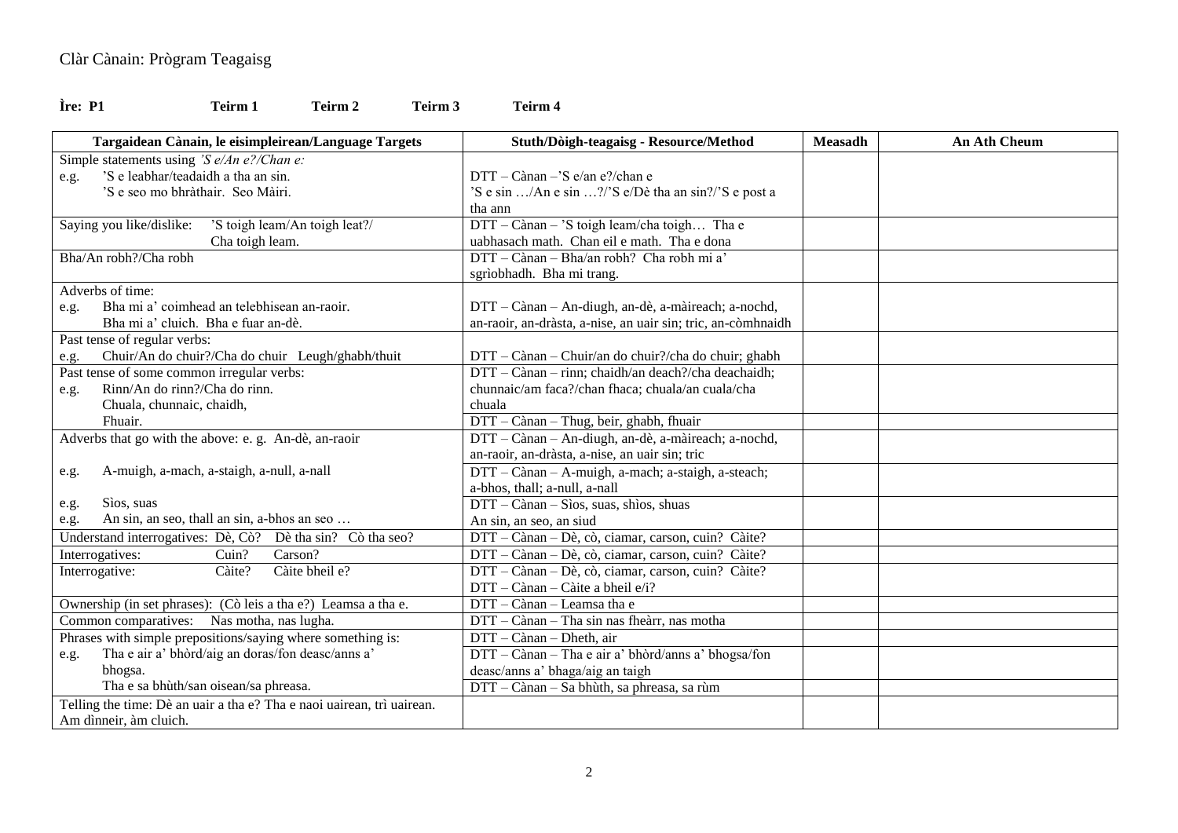Clàr Cànain: Prògram Teagaisg

**Ìre: P1 Teirm 1 Teirm 2 Teirm 3 Teirm 4**

| Targaidean Cànain, le eisimpleirean/Language Targets | Stuth/Dòigh-teagaisg - Resource/Method | Measadh | An Ath Cheum |
|---|---|---|---|
| Simple statements using *'S e/An e?/Chan e:*<br>e.g. 'S e leabhar/teadaidh a tha an sin.<br>'S e seo mo bhràthair. Seo Màiri. | DTT – Cànan –'S e/an e?/chan e<br>'S e sin …/An e sin …?/'S e/Dè tha an sin?/'S e post a tha ann | | |
| Saying you like/dislike: 'S toigh leam/An toigh leat?/<br>Cha toigh leam. | DTT – Cànan – 'S toigh leam/cha toigh… Tha e uabhasach math. Chan eil e math. Tha e dona | | |
| Bha/An robh?/Cha robh | DTT – Cànan – Bha/an robh? Cha robh mi a' sgrìobhadh. Bha mi trang. | | |
| Adverbs of time:<br>e.g. Bha mi a' coimhead an telebhisean an-raoir.<br>Bha mi a' cluich. Bha e fuar an-dè. | DTT – Cànan – An-diugh, an-dè, a-màireach; a-nochd, an-raoir, an-dràsta, a-nise, an uair sin; tric, an-còmhnaidh | | |
| Past tense of regular verbs:<br>e.g. Chuir/An do chuir?/Cha do chuir Leugh/ghabh/thuit | DTT – Cànan – Chuir/an do chuir?/cha do chuir; ghabh | | |
| Past tense of some common irregular verbs:<br>e.g. Rinn/An do rinn?/Cha do rinn.<br>Chuala, chunnaic, chaidh, | DTT – Cànan – rinn; chaidh/an deach?/cha deachaidh; chunnaic/am faca?/chan fhaca; chuala/an cuala/cha chuala | | |
| Fhuair. | DTT – Cànan – Thug, beir, ghabh, fhuair | | |
| Adverbs that go with the above: e. g. An-dè, an-raoir | DTT – Cànan – An-diugh, an-dè, a-màireach; a-nochd, an-raoir, an-dràsta, a-nise, an uair sin; tric | | |
| e.g. A-muigh, a-mach, a-staigh, a-null, a-nall | DTT – Cànan – A-muigh, a-mach; a-staigh, a-steach; a-bhos, thall; a-null, a-nall | | |
| e.g. Sìos, suas<br>e.g. An sin, an seo, thall an sin, a-bhos an seo … | DTT – Cànan – Sìos, suas, shìos, shuas<br>An sin, an seo, an siud | | |
| Understand interrogatives: Dè, Cò? Dè tha sin? Cò tha seo? | DTT – Cànan – Dè, cò, ciamar, carson, cuin? Càite? | | |
| Interrogatives: Cuin? Carson? | DTT – Cànan – Dè, cò, ciamar, carson, cuin? Càite? | | |
| Interrogative: Càite? Càite bheil e? | DTT – Cànan – Dè, cò, ciamar, carson, cuin? Càite?<br>DTT – Cànan – Càite a bheil e/i? | | |
| Ownership (in set phrases): (Cò leis a tha e?) Leamsa a tha e. | DTT – Cànan – Leamsa tha e | | |
| Common comparatives: Nas motha, nas lugha. | DTT – Cànan – Tha sin nas fheàrr, nas motha | | |
| Phrases with simple prepositions/saying where something is: | DTT – Cànan – Dheth, air | | |
| e.g. Tha e air a' bhòrd/aig an doras/fon deasc/anns a' bhogsa. | DTT – Cànan – Tha e air a' bhòrd/anns a' bhogsa/fon deasc/anns a' bhaga/aig an taigh | | |
| Tha e sa bhùth/san oisean/sa phreasa. | DTT – Cànan – Sa bhùth, sa phreasa, sa rùm | | |
| Telling the time: Dè an uair a tha e? Tha e naoi uairean, trì uairean.<br>Am dìnneir, àm cluich. | | | |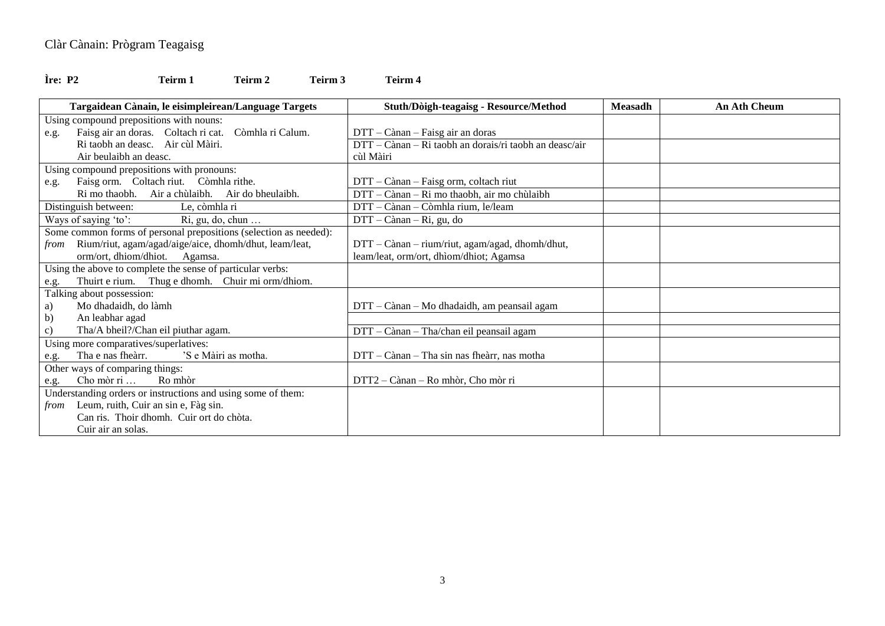Clàr Cànain: Prògram Teagaisg

**Ìre: P2** **Teirm 1** **Teirm 2** **Teirm 3** **Teirm 4**

| Targaidean Cànain, le eisimpleirean/Language Targets | Stuth/Dòigh-teagaisg - Resource/Method | Measadh | An Ath Cheum |
|---|---|---|---|
| Using compound prepositions with nouns:<br>e.g. Faisg air an doras. Coltach ri cat. Còmhla ri Calum. | DTT – Cànan – Faisg air an doras | | |
| Ri taobh an deasc. Air cùl Màiri.<br>Air beulaibh an deasc. | DTT – Cànan – Ri taobh an dorais/ri taobh an deasc/air cùl Màiri | | |
| Using compound prepositions with pronouns:<br>e.g. Faisg orm. Coltach riut. Còmhla rithe. | DTT – Cànan – Faisg orm, coltach riut | | |
| Ri mo thaobh. Air a chùlaibh. Air do bheulaibh. | DTT – Cànan – Ri mo thaobh, air mo chùlaibh | | |
| Distinguish between: Le, còmhla ri | DTT – Cànan – Còmhla rium, le/leam | | |
| Ways of saying 'to': Ri, gu, do, chun … | DTT – Cànan – Ri, gu, do | | |
| Some common forms of personal prepositions (selection as needed):<br>*from* Rium/riut, agam/agad/aige/aice, dhomh/dhut, leam/leat, orm/ort, dhiom/dhiot. Agamsa. | DTT – Cànan – rium/riut, agam/agad, dhomh/dhut, leam/leat, orm/ort, dhìom/dhiot; Agamsa | | |
| Using the above to complete the sense of particular verbs:<br>e.g. Thuirt e rium. Thug e dhomh. Chuir mi orm/dhiom. | | | |
| Talking about possession:<br>a) Mo dhadaidh, do làmh | DTT – Cànan – Mo dhadaidh, am peansail agam | | |
| b) An leabhar agad | | | |
| c) Tha/A bheil?/Chan eil piuthar agam. | DTT – Cànan – Tha/chan eil peansail agam | | |
| Using more comparatives/superlatives:<br>e.g. Tha e nas fheàrr. 'S e Màiri as motha. | DTT – Cànan – Tha sin nas fheàrr, nas motha | | |
| Other ways of comparing things:<br>e.g. Cho mòr ri … Ro mhòr | DTT2 – Cànan – Ro mhòr, Cho mòr ri | | |
| Understanding orders or instructions and using some of them:<br>*from* Leum, ruith, Cuir an sin e, Fàg sin.<br>Can ris. Thoir dhomh. Cuir ort do chòta.<br>Cuir air an solas. | | | |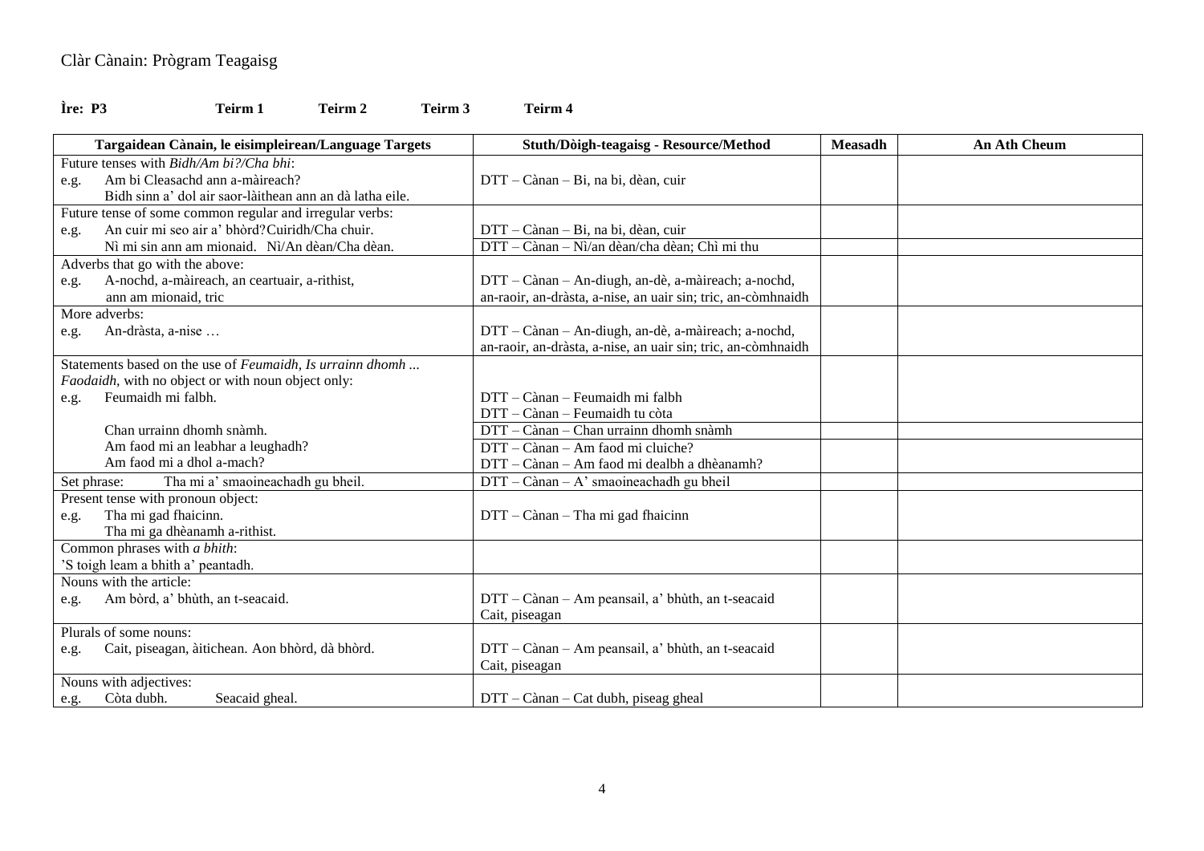Clàr Cànain: Prògram Teagaisg

**Ìre: P3 Teirm 1 Teirm 2 Teirm 3 Teirm 4**

| **Targaidean Cànain, le eisimpleirean/Language Targets** | **Stuth/Dòigh-teagaisg - Resource/Method** | **Measadh** | **An Ath Cheum** |
|---|---|---|---|
| Future tenses with *Bidh/Am bi?/Cha bhi*:<br>e.g. Am bi Cleasachd ann a-màireach?<br>Bidh sinn a' dol air saor-làithean ann an dà latha eile. | DTT – Cànan – Bi, na bi, dèan, cuir | | |
| Future tense of some common regular and irregular verbs:<br>e.g. An cuir mi seo air a' bhòrd? Cuiridh/Cha chuir. | DTT – Cànan – Bi, na bi, dèan, cuir | | |
| Nì mi sin ann am mionaid. Nì/An dèan/Cha dèan. | DTT – Cànan – Nì/an dèan/cha dèan; Chì mi thu | | |
| Adverbs that go with the above:<br>e.g. A-nochd, a-màireach, an ceartuair, a-rithist, ann am mionaid, tric | DTT – Cànan – An-diugh, an-dè, a-màireach; a-nochd, an-raoir, an-dràsta, a-nise, an uair sin; tric, an-còmhnaidh | | |
| More adverbs:<br>e.g. An-dràsta, a-nise … | DTT – Cànan – An-diugh, an-dè, a-màireach; a-nochd, an-raoir, an-dràsta, a-nise, an uair sin; tric, an-còmhnaidh | | |
| Statements based on the use of *Feumaidh, Is urrainn dhomh ... Faodaidh*, with no object or with noun object only:<br>e.g. Feumaidh mi falbh. | DTT – Cànan – Feumaidh mi falbh<br>DTT – Cànan – Feumaidh tu còta | | |
| Chan urrainn dhomh snàmh. | DTT – Cànan – Chan urrainn dhomh snàmh | | |
| Am faod mi an leabhar a leughadh?<br>Am faod mi a dhol a-mach? | DTT – Cànan – Am faod mi cluiche?<br>DTT – Cànan – Am faod mi dealbh a dhèanamh? | | |
| Set phrase: Tha mi a' smaoineachadh gu bheil. | DTT – Cànan – A' smaoineachadh gu bheil | | |
| Present tense with pronoun object:<br>e.g. Tha mi gad fhaicinn.<br>Tha mi ga dhèanamh a-rithist. | DTT – Cànan – Tha mi gad fhaicinn | | |
| Common phrases with *a bhith*:<br>'S toigh leam a bhith a' peantadh. | | | |
| Nouns with the article:<br>e.g. Am bòrd, a' bhùth, an t-seacaid. | DTT – Cànan – Am peansail, a' bhùth, an t-seacaid<br>Cait, piseagan | | |
| Plurals of some nouns:<br>e.g. Cait, piseagan, àitichean. Aon bhòrd, dà bhòrd. | DTT – Cànan – Am peansail, a' bhùth, an t-seacaid<br>Cait, piseagan | | |
| Nouns with adjectives:<br>e.g. Còta dubh. Seacaid gheal. | DTT – Cànan – Cat dubh, piseag gheal | | |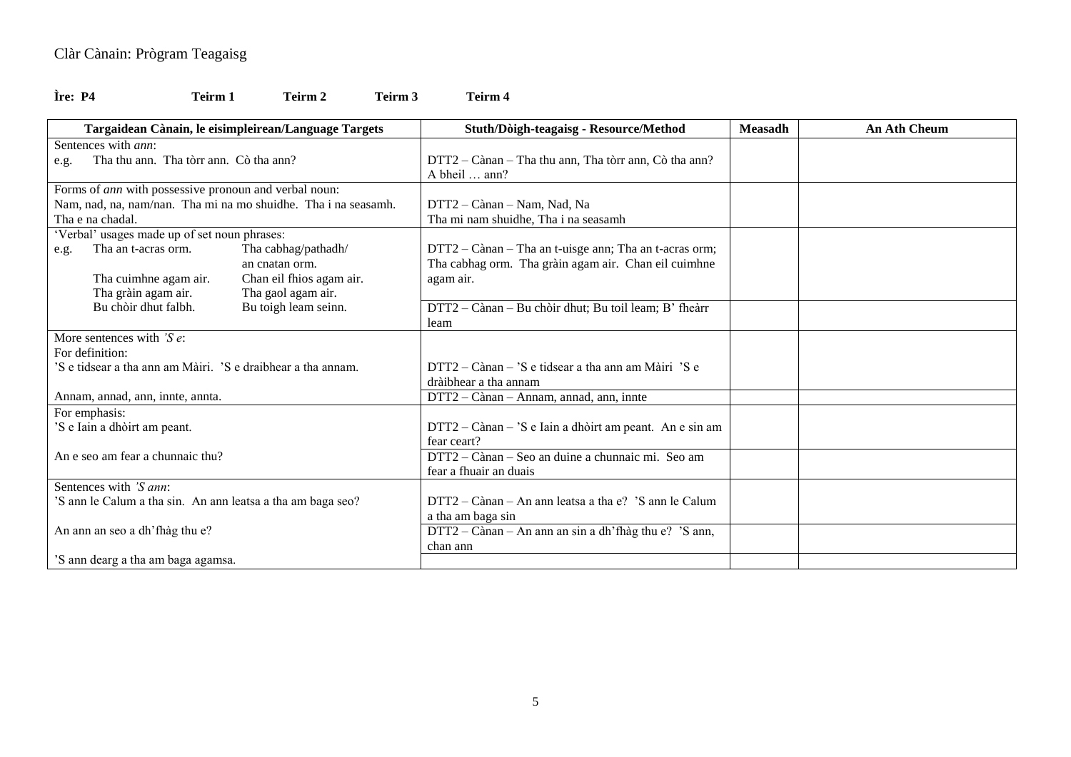Clàr Cànain: Prògram Teagaisg

**Ìre: P4** **Teirm 1** **Teirm 2** **Teirm 3** **Teirm 4**

| Targaidean Cànain, le eisimpleirean/Language Targets | Stuth/Dòigh-teagaisg - Resource/Method | Measadh | An Ath Cheum |
|---|---|---|---|
| Sentences with *ann*:<br>e.g. Tha thu ann. Tha tòrr ann. Cò tha ann? | DTT2 – Cànan – Tha thu ann, Tha tòrr ann, Cò tha ann? A bheil … ann? | | |
| Forms of *ann* with possessive pronoun and verbal noun:<br>Nam, nad, na, nam/nan. Tha mi na mo shuidhe. Tha i na seasamh.<br>Tha e na chadal. | DTT2 – Cànan – Nam, Nad, Na<br>Tha mi nam shuidhe, Tha i na seasamh | | |
| 'Verbal' usages made up of set noun phrases:<br>e.g. Tha an t-acras orm. Tha cabhag/pathadh/an cnatan orm.<br>Tha cuimhne agam air. Chan eil fhios agam air.<br>Tha gràin agam air. Tha gaol agam air.<br>Bu chòir dhut falbh. Bu toigh leam seinn. | DTT2 – Cànan – Tha an t-uisge ann; Tha an t-acras orm; Tha cabhag orm. Tha gràin agam air. Chan eil cuimhne agam air. | | |
| | DTT2 – Cànan – Bu chòir dhut; Bu toil leam; B' fheàrr leam | | |
| More sentences with *'S e*:<br>For definition:<br>'S e tidsear a tha ann am Màiri. 'S e draibhear a tha annam. | DTT2 – Cànan – 'S e tidsear a tha ann am Màiri 'S e dràibhear a tha annam | | |
| Annam, annad, ann, innte, annta. | DTT2 – Cànan – Annam, annad, ann, innte | | |
| For emphasis:<br>'S e Iain a dhòirt am peant. | DTT2 – Cànan – 'S e Iain a dhòirt am peant. An e sin am fear ceart? | | |
| An e seo am fear a chunnaic thu? | DTT2 – Cànan – Seo an duine a chunnaic mi. Seo am fear a fhuair an duais | | |
| Sentences with *'S ann*:<br>'S ann le Calum a tha sin. An ann leatsa a tha am baga seo? | DTT2 – Cànan – An ann leatsa a tha e? 'S ann le Calum a tha am baga sin | | |
| An ann an seo a dh'fhàg thu e? | DTT2 – Cànan – An ann an sin a dh'fhàg thu e? 'S ann, chan ann | | |
| 'S ann dearg a tha am baga agamsa. | | | |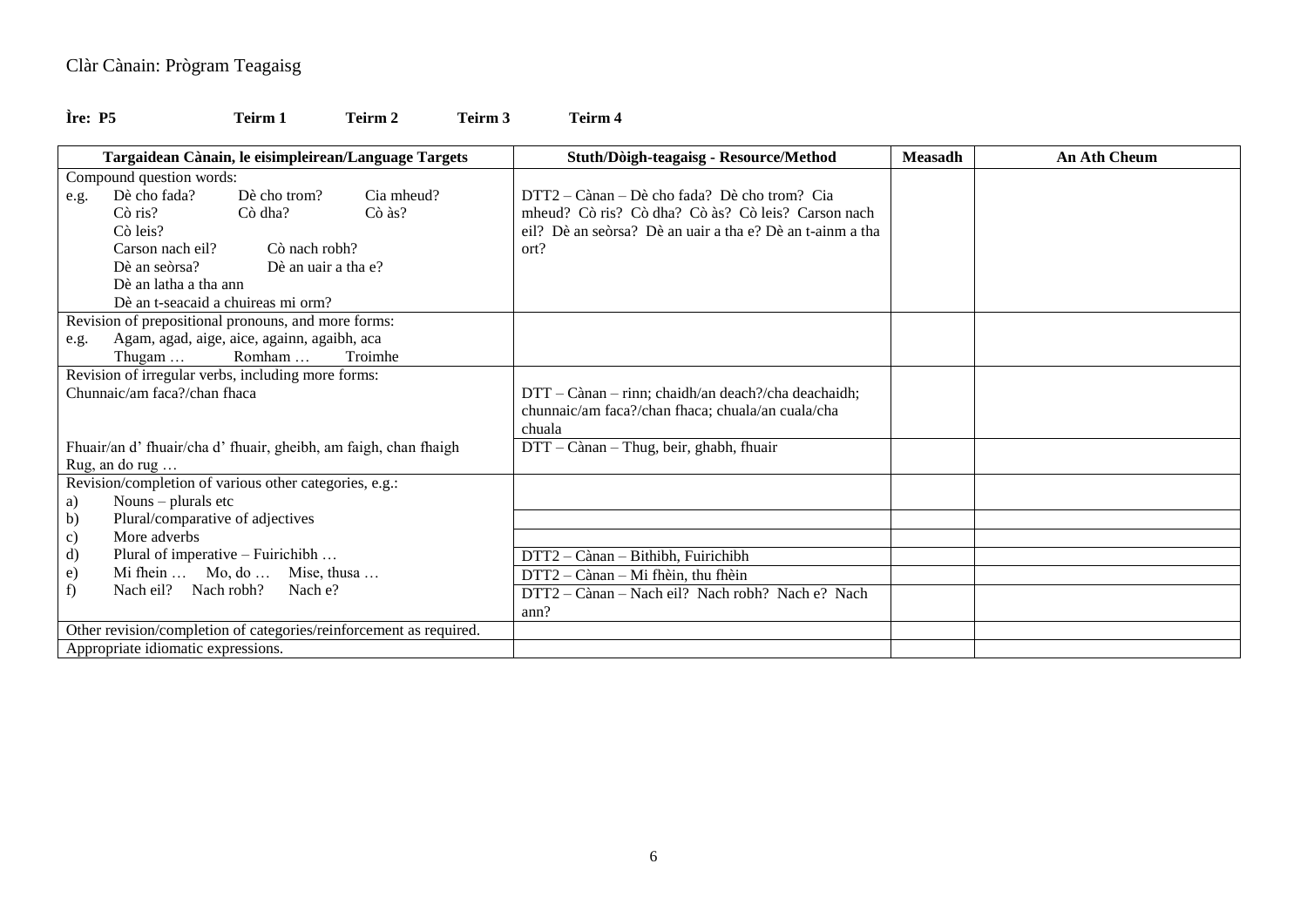Clàr Cànain: Prògram Teagaisg

**Ìre: P5** **Teirm 1** **Teirm 2** **Teirm 3** **Teirm 4**

| Targaidean Cànain, le eisimpleirean/Language Targets | Stuth/Dòigh-teagaisg - Resource/Method | Measadh | An Ath Cheum |
|---|---|---|---|
| Compound question words:<br>e.g. Dè cho fada? Dè cho trom? Cia mheud?<br>Cò ris? Cò dha? Cò às?<br>Cò leis?<br>Carson nach eil? Cò nach robh?<br>Dè an seòrsa? Dè an uair a tha e?<br>Dè an latha a tha ann<br>Dè an t-seacaid a chuireas mi orm? | DTT2 – Cànan – Dè cho fada? Dè cho trom? Cia mheud? Cò ris? Cò dha? Cò às? Cò leis? Carson nach eil? Dè an seòrsa? Dè an uair a tha e? Dè an t-ainm a tha ort? | | |
| Revision of prepositional pronouns, and more forms:<br>e.g. Agam, agad, aige, aice, againn, agaibh, aca<br>Thugam … Romham … Troimhe | | | |
| Revision of irregular verbs, including more forms:<br>Chunnaic/am faca?/chan fhaca | DTT – Cànan – rinn; chaidh/an deach?/cha deachaidh; chunnaic/am faca?/chan fhaca; chuala/an cuala/cha chuala | | |
| Fhuair/an d' fhuair/cha d' fhuair, gheibh, am faigh, chan fhaigh<br>Rug, an do rug … | DTT – Cànan – Thug, beir, ghabh, fhuair | | |
| Revision/completion of various other categories, e.g.:<br>a) Nouns – plurals etc | | | |
| b) Plural/comparative of adjectives | | | |
| c) More adverbs | | | |
| d) Plural of imperative – Fuirichibh … | DTT2 – Cànan – Bithibh, Fuirichibh | | |
| e) Mi fhein … Mo, do … Mise, thusa … | DTT2 – Cànan – Mi fhèin, thu fhèin | | |
| f) Nach eil? Nach robh? Nach e? | DTT2 – Cànan – Nach eil? Nach robh? Nach e? Nach ann? | | |
| Other revision/completion of categories/reinforcement as required. | | | |
| Appropriate idiomatic expressions. | | | |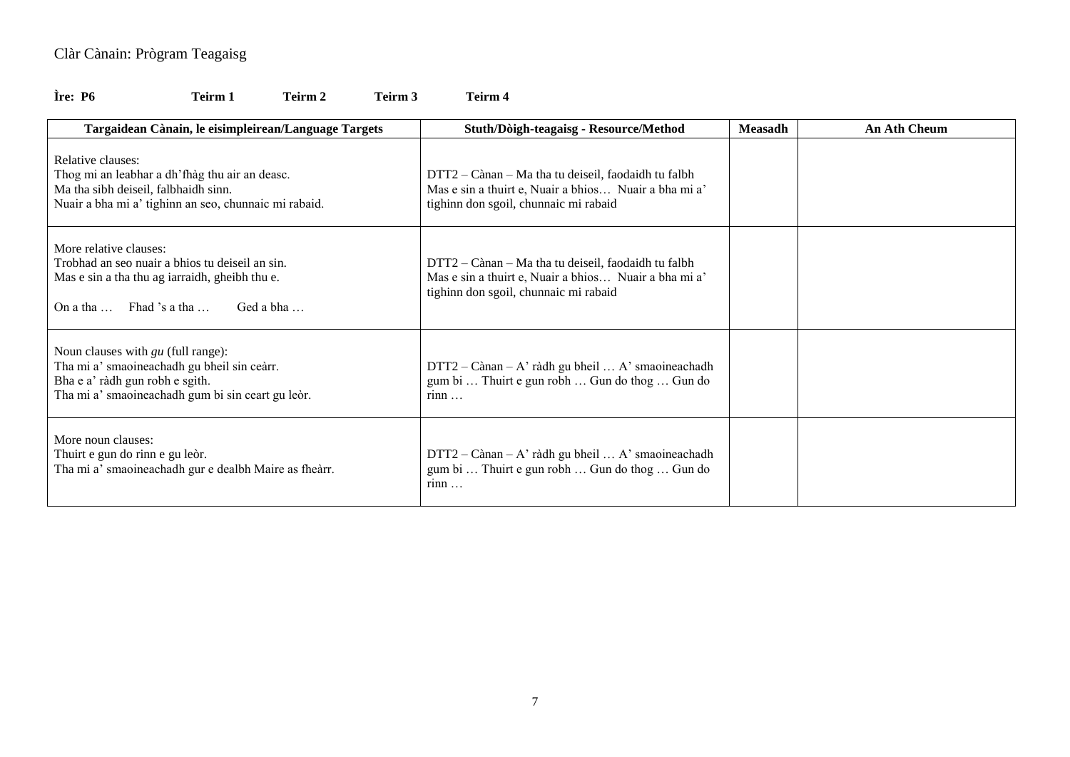Clàr Cànain: Prògram Teagaisg

**Ìre: P6** **Teirm 1** **Teirm 2** **Teirm 3** **Teirm 4**

| Targaidean Cànain, le eisimpleirean/Language Targets | Stuth/Dòigh-teagaisg - Resource/Method | Measadh | An Ath Cheum |
|---|---|---|---|
| Relative clauses:<br>Thog mi an leabhar a dh'fhàg thu air an deasc.<br>Ma tha sibh deiseil, falbhaidh sinn.<br>Nuair a bha mi a' tighinn an seo, chunnaic mi rabaid. | DTT2 – Cànan – Ma tha tu deiseil, faodaidh tu falbh<br>Mas e sin a thuirt e, Nuair a bhios… Nuair a bha mi a' tighinn don sgoil, chunnaic mi rabaid | | |
| More relative clauses:<br>Trobhad an seo nuair a bhios tu deiseil an sin.<br>Mas e sin a tha thu ag iarraidh, gheibh thu e.<br><br>On a tha … Fhad 's a tha … Ged a bha … | DTT2 – Cànan – Ma tha tu deiseil, faodaidh tu falbh<br>Mas e sin a thuirt e, Nuair a bhios… Nuair a bha mi a' tighinn don sgoil, chunnaic mi rabaid | | |
| Noun clauses with *gu* (full range):<br>Tha mi a' smaoineachadh gu bheil sin ceàrr.<br>Bha e a' ràdh gun robh e sgìth.<br>Tha mi a' smaoineachadh gum bi sin ceart gu leòr. | DTT2 – Cànan – A' ràdh gu bheil … A' smaoineachadh gum bi … Thuirt e gun robh … Gun do thog … Gun do rinn … | | |
| More noun clauses:<br>Thuirt e gun do rinn e gu leòr.<br>Tha mi a' smaoineachadh gur e dealbh Maire as fheàrr. | DTT2 – Cànan – A' ràdh gu bheil … A' smaoineachadh gum bi … Thuirt e gun robh … Gun do thog … Gun do rinn … | | |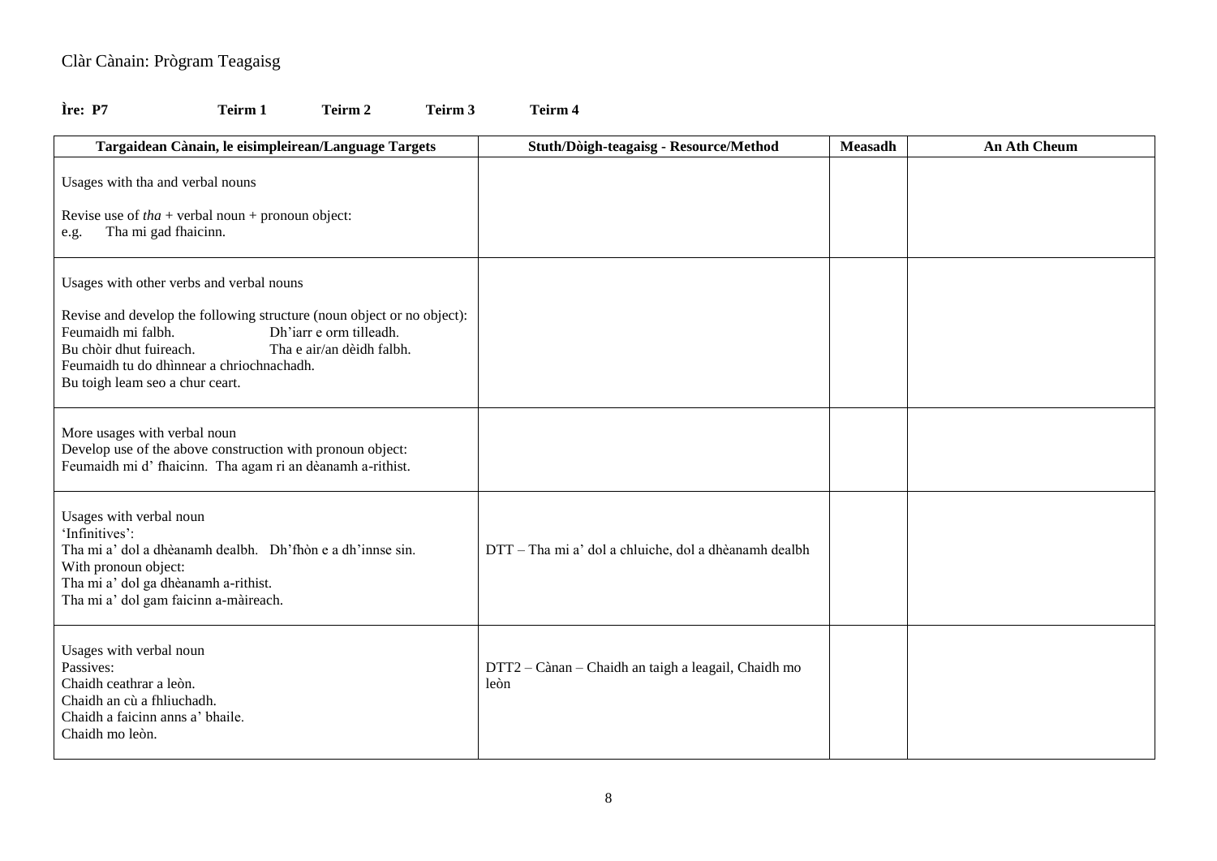Clàr Cànain: Prògram Teagaisg

**Ìre: P7** **Teirm 1** **Teirm 2** **Teirm 3** **Teirm 4**

| Targaidean Cànain, le eisimpleirean/Language Targets | Stuth/Dòigh-teagaisg - Resource/Method | Measadh | An Ath Cheum |
|---|---|---|---|
| Usages with tha and verbal nouns<br><br>Revise use of *tha* + verbal noun + pronoun object:<br>e.g. Tha mi gad fhaicinn. | | | |
| Usages with other verbs and verbal nouns<br><br>Revise and develop the following structure (noun object or no object):<br>Feumaidh mi falbh. Dh'iarr e orm tilleadh.<br>Bu chòir dhut fuireach. Tha e air/an dèidh falbh.<br>Feumaidh tu do dhìnnear a chriochnachadh.<br>Bu toigh leam seo a chur ceart. | | | |
| More usages with verbal noun<br>Develop use of the above construction with pronoun object:<br>Feumaidh mi d' fhaicinn. Tha agam ri an dèanamh a-rithist. | | | |
| Usages with verbal noun<br>'Infinitives':<br>Tha mi a' dol a dhèanamh dealbh. Dh'fhòn e a dh'innse sin.<br>With pronoun object:<br>Tha mi a' dol ga dhèanamh a-rithist.<br>Tha mi a' dol gam faicinn a-màireach. | DTT – Tha mi a' dol a chluiche, dol a dhèanamh dealbh | | |
| Usages with verbal noun<br>Passives:<br>Chaidh ceathrar a leòn.<br>Chaidh an cù a fhliuchadh.<br>Chaidh a faicinn anns a' bhaile.<br>Chaidh mo leòn. | DTT2 – Cànan – Chaidh an taigh a leagail, Chaidh mo leòn | | |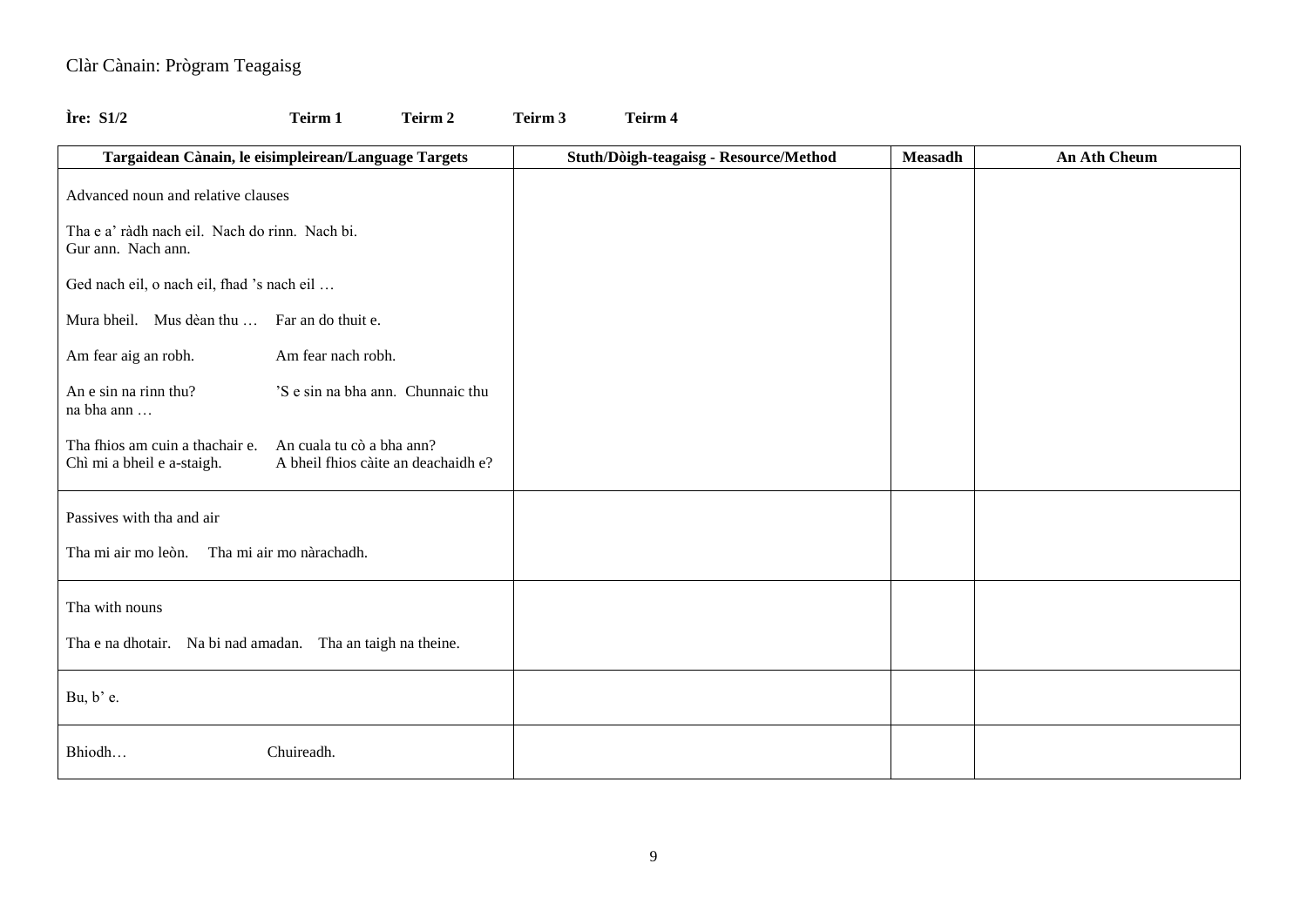Clàr Cànain: Prògram Teagaisg

**Ìre: S1/2** **Teirm 1** **Teirm 2** **Teirm 3** **Teirm 4**

| Targaidean Cànain, le eisimpleirean/Language Targets | Stuth/Dòigh-teagaisg - Resource/Method | Measadh | An Ath Cheum |
|---|---|---|---|
| Advanced noun and relative clauses<br><br>Tha e a' ràdh nach eil. Nach do rinn. Nach bi. Gur ann. Nach ann.<br><br>Ged nach eil, o nach eil, fhad 's nach eil …<br><br>Mura bheil. Mus dèan thu … Far an do thuit e.<br><br>Am fear aig an robh. Am fear nach robh.<br><br>An e sin na rinn thu? 'S e sin na bha ann. Chunnaic thu na bha ann …<br><br>Tha fhios am cuin a thachair e. An cuala tu cò a bha ann? Chì mi a bheil e a-staigh. A bheil fhios càite an deachaidh e? | | | |
| Passives with tha and air<br><br>Tha mi air mo leòn. Tha mi air mo nàrachadh. | | | |
| Tha with nouns<br><br>Tha e na dhotair. Na bi nad amadan. Tha an taigh na theine. | | | |
| Bu, b' e. | | | |
| Bhiodh… Chuireadh. | | | |